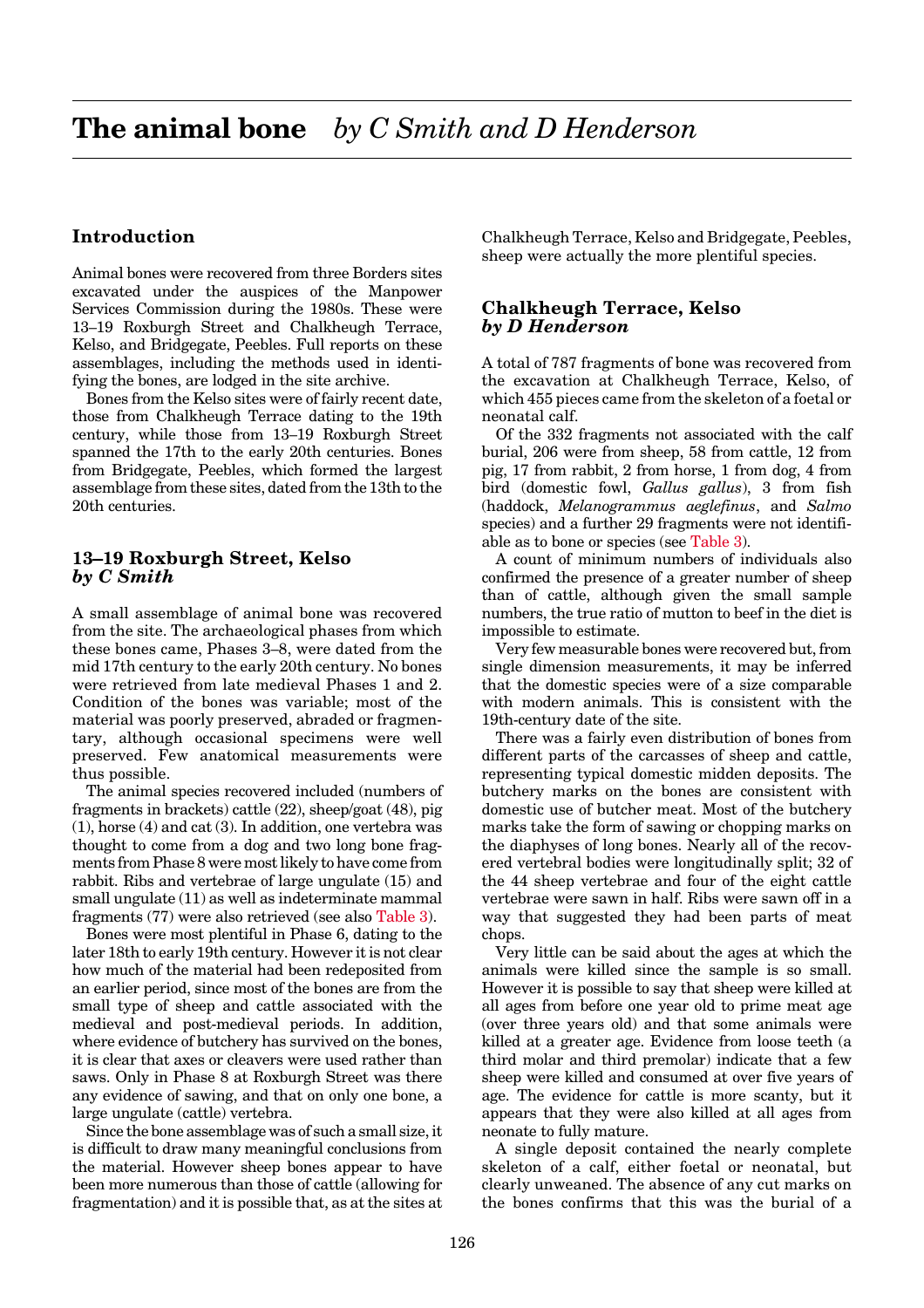# The animal bone *by C Smith and D Henderson*

## Introduction

Animal bones were recovered from three Borders sites excavated under the auspices of the Manpower Services Commission during the 1980s. These were 13–19 Roxburgh Street and Chalkheugh Terrace, Kelso, and Bridgegate, Peebles. Full reports on these assemblages, including the methods used in identifying the bones, are lodged in the site archive.

Bones from the Kelso sites were of fairly recent date, those from Chalkheugh Terrace dating to the 19th century, while those from 13–19 Roxburgh Street spanned the 17th to the early 20th centuries. Bones from Bridgegate, Peebles, which formed the largest assemblage from these sites, dated from the 13th to the 20th centuries.

## 13–19 Roxburgh Street, Kelso *by C Smith*

A small assemblage of animal bone was recovered from the site. The archaeological phases from which these bones came, Phases 3–8, were dated from the mid 17th century to the early 20th century. No bones were retrieved from late medieval Phases 1 and 2. Condition of the bones was variable; most of the material was poorly preserved, abraded or fragmentary, although occasional specimens were well preserved. Few anatomical measurements were thus possible.

The animal species recovered included (numbers of fragments in brackets) cattle (22), sheep/goat (48), pig (1), horse (4) and cat (3). In addition, one vertebra was thought to come from a dog and two long bone fragments from Phase 8 were most likely to have come from rabbit. Ribs and vertebrae of large ungulate (15) and small ungulate (11) as well as indeterminate mammal fragments (77) were also retrieved (see also Table 3).

Bones were most plentiful in Phase 6, dating to the later 18th to early 19th century. However it is not clear how much of the material had been redeposited from an earlier period, since most of the bones are from the small type of sheep and cattle associated with the medieval and post-medieval periods. In addition, where evidence of butchery has survived on the bones, it is clear that axes or cleavers were used rather than saws. Only in Phase 8 at Roxburgh Street was there any evidence of sawing, and that on only one bone, a large ungulate (cattle) vertebra.

Since the bone assemblage was of such a small size, it is difficult to draw many meaningful conclusions from the material. However sheep bones appear to have been more numerous than those of cattle (allowing for fragmentation) and it is possible that, as at the sites at Chalkheugh Terrace, Kelso and Bridgegate, Peebles, sheep were actually the more plentiful species.

## Chalkheugh Terrace, Kelso *by D Henderson*

A total of 787 fragments of bone was recovered from the excavation at Chalkheugh Terrace, Kelso, of which 455 pieces came from the skeleton of a foetal or neonatal calf.

Of the 332 fragments not associated with the calf burial, 206 were from sheep, 58 from cattle, 12 from pig, 17 from rabbit, 2 from horse, 1 from dog, 4 from bird (domestic fowl, *Gallus gallus*), 3 from fish (haddock, *Melanogrammus aeglefinus*, and *Salmo* species) and a further 29 fragments were not identifiable as to bone or species (see Table 3).

A count of minimum numbers of individuals also confirmed the presence of a greater number of sheep than of cattle, although given the small sample numbers, the true ratio of mutton to beef in the diet is impossible to estimate.

Very few measurable bones were recovered but, from single dimension measurements, it may be inferred that the domestic species were of a size comparable with modern animals. This is consistent with the 19th-century date of the site.

There was a fairly even distribution of bones from different parts of the carcasses of sheep and cattle, representing typical domestic midden deposits. The butchery marks on the bones are consistent with domestic use of butcher meat. Most of the butchery marks take the form of sawing or chopping marks on the diaphyses of long bones. Nearly all of the recovered vertebral bodies were longitudinally split; 32 of the 44 sheep vertebrae and four of the eight cattle vertebrae were sawn in half. Ribs were sawn off in a way that suggested they had been parts of meat chops.

Very little can be said about the ages at which the animals were killed since the sample is so small. However it is possible to say that sheep were killed at all ages from before one year old to prime meat age (over three years old) and that some animals were killed at a greater age. Evidence from loose teeth (a third molar and third premolar) indicate that a few sheep were killed and consumed at over five years of age. The evidence for cattle is more scanty, but it appears that they were also killed at all ages from neonate to fully mature.

A single deposit contained the nearly complete skeleton of a calf, either foetal or neonatal, but clearly unweaned. The absence of any cut marks on the bones confirms that this was the burial of a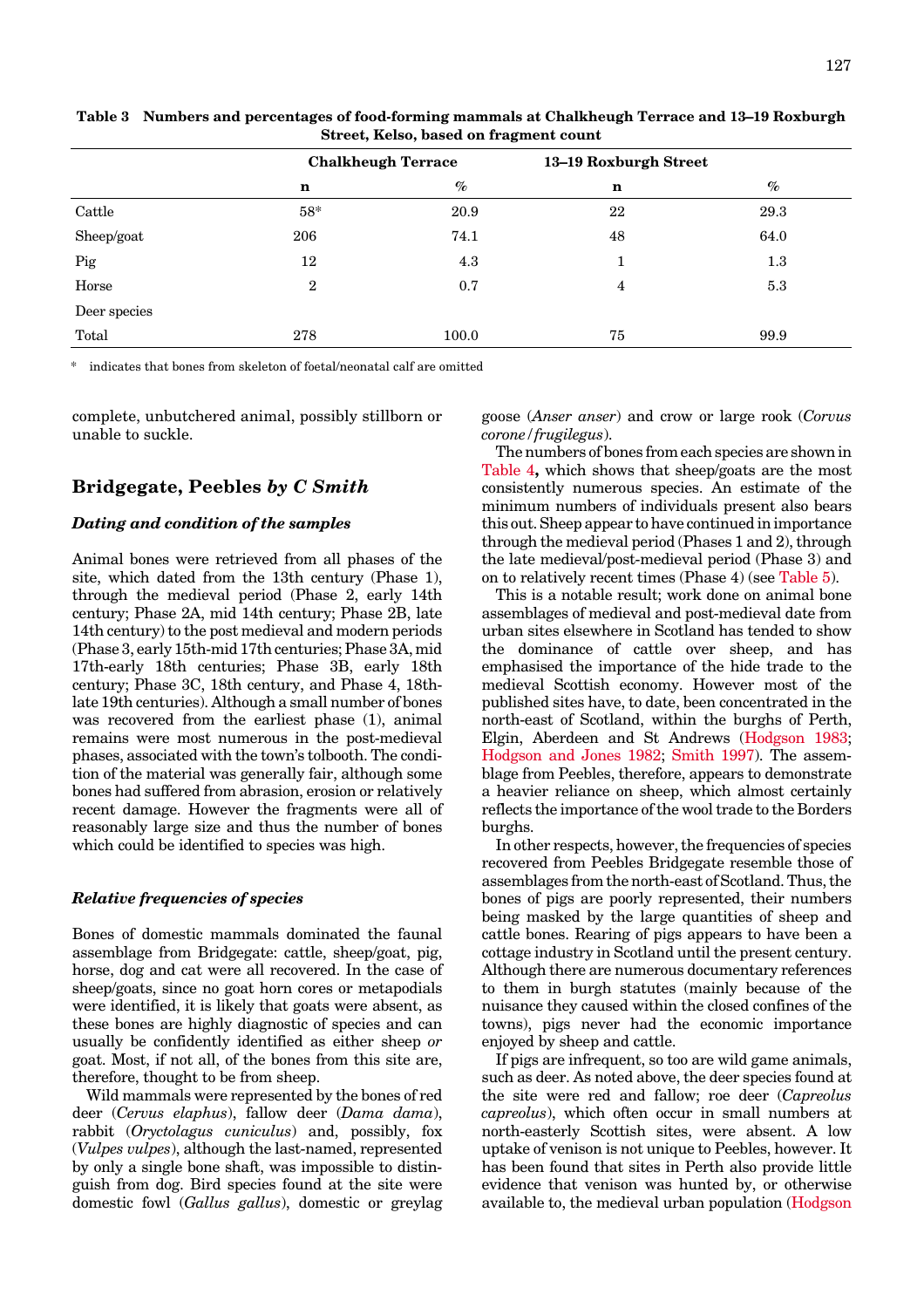**Table 3 Numbers and percentages of food-forming mammals at Chalkheugh Terrace and 13–19 Roxburgh Street, Kelso, based on fragment count**

| | Chalkheugh Terrace | | 13–19 Roxburgh Street | |
|---|---|---|---|---|
| | n | % | n | % |
| Cattle | 58* | 20.9 | 22 | 29.3 |
| Sheep/goat | 206 | 74.1 | 48 | 64.0 |
| Pig | 12 | 4.3 | 1 | 1.3 |
| Horse | 2 | 0.7 | 4 | 5.3 |
| Deer species | | | | |
| Total | 278 | 100.0 | 75 | 99.9 |

\* indicates that bones from skeleton of foetal/neonatal calf are omitted

complete, unbutchered animal, possibly stillborn or unable to suckle.

## Bridgegate, Peebles *by C Smith*

### *Dating and condition of the samples*

Animal bones were retrieved from all phases of the site, which dated from the 13th century (Phase 1), through the medieval period (Phase 2, early 14th century; Phase 2A, mid 14th century; Phase 2B, late 14th century) to the post medieval and modern periods (Phase 3, early 15th-mid 17th centuries; Phase 3A, mid 17th-early 18th centuries; Phase 3B, early 18th century; Phase 3C, 18th century, and Phase 4, 18th-late 19th centuries). Although a small number of bones was recovered from the earliest phase (1), animal remains were most numerous in the post-medieval phases, associated with the town's tolbooth. The condition of the material was generally fair, although some bones had suffered from abrasion, erosion or relatively recent damage. However the fragments were all of reasonably large size and thus the number of bones which could be identified to species was high.

### *Relative frequencies of species*

Bones of domestic mammals dominated the faunal assemblage from Bridgegate: cattle, sheep/goat, pig, horse, dog and cat were all recovered. In the case of sheep/goats, since no goat horn cores or metapodials were identified, it is likely that goats were absent, as these bones are highly diagnostic of species and can usually be confidently identified as either sheep *or* goat. Most, if not all, of the bones from this site are, therefore, thought to be from sheep.

Wild mammals were represented by the bones of red deer (*Cervus elaphus*), fallow deer (*Dama dama*), rabbit (*Oryctolagus cuniculus*) and, possibly, fox (*Vulpes vulpes*), although the last-named, represented by only a single bone shaft, was impossible to distinguish from dog. Bird species found at the site were domestic fowl (*Gallus gallus*), domestic or greylag goose (*Anser anser*) and crow or large rook (*Corvus corone/frugilegus*).

The numbers of bones from each species are shown in Table 4**,** which shows that sheep/goats are the most consistently numerous species. An estimate of the minimum numbers of individuals present also bears this out. Sheep appear to have continued in importance through the medieval period (Phases 1 and 2), through the late medieval/post-medieval period (Phase 3) and on to relatively recent times (Phase 4) (see Table 5).

This is a notable result; work done on animal bone assemblages of medieval and post-medieval date from urban sites elsewhere in Scotland has tended to show the dominance of cattle over sheep, and has emphasised the importance of the hide trade to the medieval Scottish economy. However most of the published sites have, to date, been concentrated in the north-east of Scotland, within the burghs of Perth, Elgin, Aberdeen and St Andrews (Hodgson 1983; Hodgson and Jones 1982; Smith 1997). The assemblage from Peebles, therefore, appears to demonstrate a heavier reliance on sheep, which almost certainly reflects the importance of the wool trade to the Borders burghs.

In other respects, however, the frequencies of species recovered from Peebles Bridgegate resemble those of assemblages from the north-east of Scotland. Thus, the bones of pigs are poorly represented, their numbers being masked by the large quantities of sheep and cattle bones. Rearing of pigs appears to have been a cottage industry in Scotland until the present century. Although there are numerous documentary references to them in burgh statutes (mainly because of the nuisance they caused within the closed confines of the towns), pigs never had the economic importance enjoyed by sheep and cattle.

If pigs are infrequent, so too are wild game animals, such as deer. As noted above, the deer species found at the site were red and fallow; roe deer (*Capreolus capreolus*), which often occur in small numbers at north-easterly Scottish sites, were absent. A low uptake of venison is not unique to Peebles, however. It has been found that sites in Perth also provide little evidence that venison was hunted by, or otherwise available to, the medieval urban population (Hodgson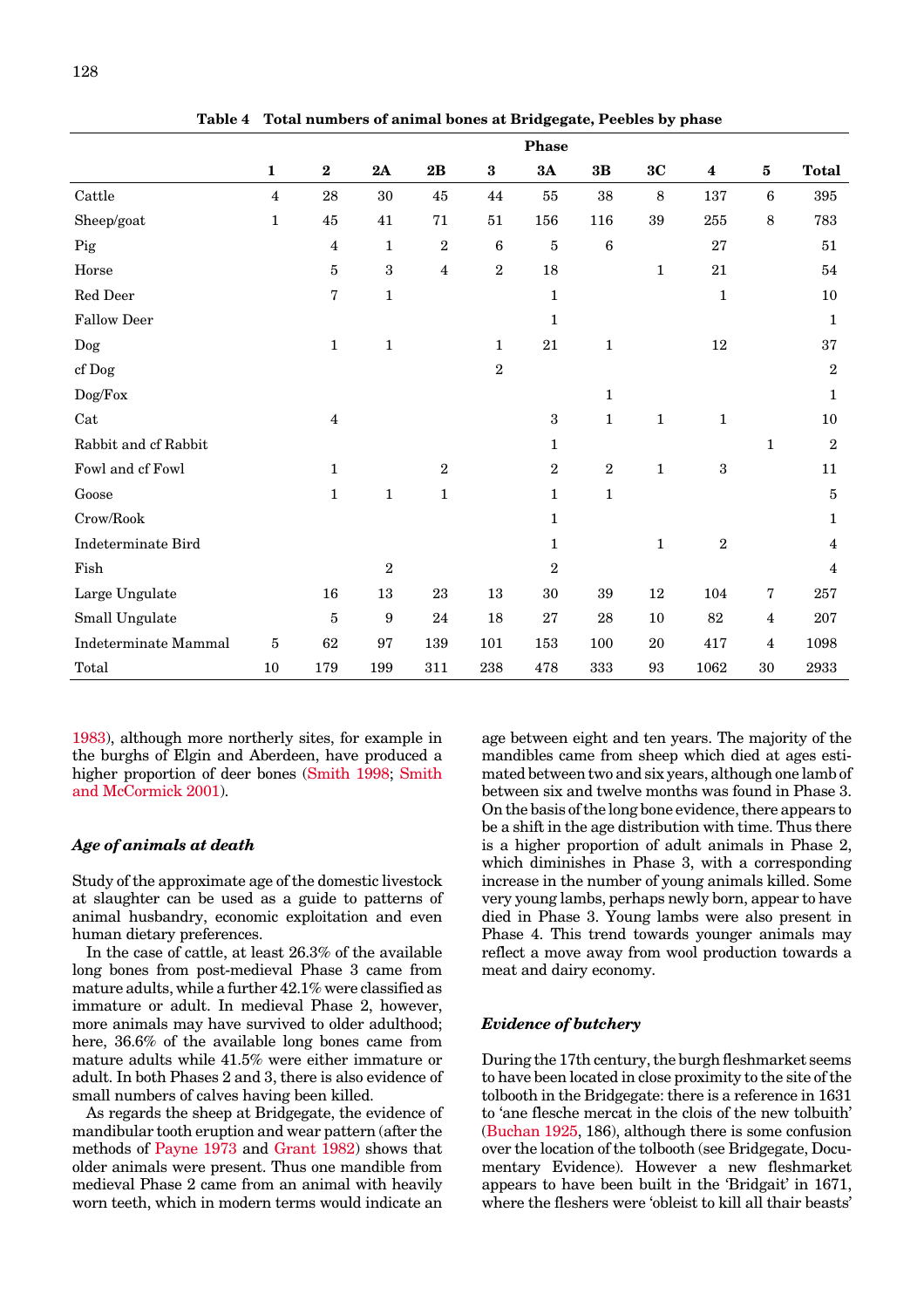**Table 4 Total numbers of animal bones at Bridgegate, Peebles by phase**

| | Phase | | | | | | | | | | |
|---|---|---|---|---|---|---|---|---|---|---|---|
| | **1** | **2** | **2A** | **2B** | **3** | **3A** | **3B** | **3C** | **4** | **5** | **Total** |
| Cattle | 4 | 28 | 30 | 45 | 44 | 55 | 38 | 8 | 137 | 6 | 395 |
| Sheep/goat | 1 | 45 | 41 | 71 | 51 | 156 | 116 | 39 | 255 | 8 | 783 |
| Pig | | 4 | 1 | 2 | 6 | 5 | 6 | | 27 | | 51 |
| Horse | | 5 | 3 | 4 | 2 | 18 | | 1 | 21 | | 54 |
| Red Deer | | 7 | 1 | | | 1 | | | 1 | | 10 |
| Fallow Deer | | | | | | 1 | | | | | 1 |
| Dog | | 1 | 1 | | 1 | 21 | 1 | | 12 | | 37 |
| cf Dog | | | | | 2 | | | | | | 2 |
| Dog/Fox | | | | | | | 1 | | | | 1 |
| Cat | | 4 | | | | 3 | 1 | 1 | 1 | | 10 |
| Rabbit and cf Rabbit | | | | | | 1 | | | | 1 | 2 |
| Fowl and cf Fowl | | 1 | | 2 | | 2 | 2 | 1 | 3 | | 11 |
| Goose | | 1 | 1 | 1 | | 1 | 1 | | | | 5 |
| Crow/Rook | | | | | | 1 | | | | | 1 |
| Indeterminate Bird | | | | | | 1 | | 1 | 2 | | 4 |
| Fish | | | 2 | | | 2 | | | | | 4 |
| Large Ungulate | | 16 | 13 | 23 | 13 | 30 | 39 | 12 | 104 | 7 | 257 |
| Small Ungulate | | 5 | 9 | 24 | 18 | 27 | 28 | 10 | 82 | 4 | 207 |
| Indeterminate Mammal | 5 | 62 | 97 | 139 | 101 | 153 | 100 | 20 | 417 | 4 | 1098 |
| Total | 10 | 179 | 199 | 311 | 238 | 478 | 333 | 93 | 1062 | 30 | 2933 |

1983), although more northerly sites, for example in the burghs of Elgin and Aberdeen, have produced a higher proportion of deer bones (Smith 1998; Smith and McCormick 2001).

### *Age of animals at death*

Study of the approximate age of the domestic livestock at slaughter can be used as a guide to patterns of animal husbandry, economic exploitation and even human dietary preferences.

In the case of cattle, at least 26.3% of the available long bones from post-medieval Phase 3 came from mature adults, while a further 42.1% were classified as immature or adult. In medieval Phase 2, however, more animals may have survived to older adulthood; here, 36.6% of the available long bones came from mature adults while 41.5% were either immature or adult. In both Phases 2 and 3, there is also evidence of small numbers of calves having been killed.

As regards the sheep at Bridgegate, the evidence of mandibular tooth eruption and wear pattern (after the methods of Payne 1973 and Grant 1982) shows that older animals were present. Thus one mandible from medieval Phase 2 came from an animal with heavily worn teeth, which in modern terms would indicate an age between eight and ten years. The majority of the mandibles came from sheep which died at ages estimated between two and six years, although one lamb of between six and twelve months was found in Phase 3. On the basis of the long bone evidence, there appears to be a shift in the age distribution with time. Thus there is a higher proportion of adult animals in Phase 2, which diminishes in Phase 3, with a corresponding increase in the number of young animals killed. Some very young lambs, perhaps newly born, appear to have died in Phase 3. Young lambs were also present in Phase 4. This trend towards younger animals may reflect a move away from wool production towards a meat and dairy economy.

### *Evidence of butchery*

During the 17th century, the burgh fleshmarket seems to have been located in close proximity to the site of the tolbooth in the Bridgegate: there is a reference in 1631 to 'ane flesche mercat in the clois of the new tolbuith' (Buchan 1925, 186), although there is some confusion over the location of the tolbooth (see Bridgegate, Documentary Evidence). However a new fleshmarket appears to have been built in the 'Bridgait' in 1671, where the fleshers were 'obleist to kill all thair beasts'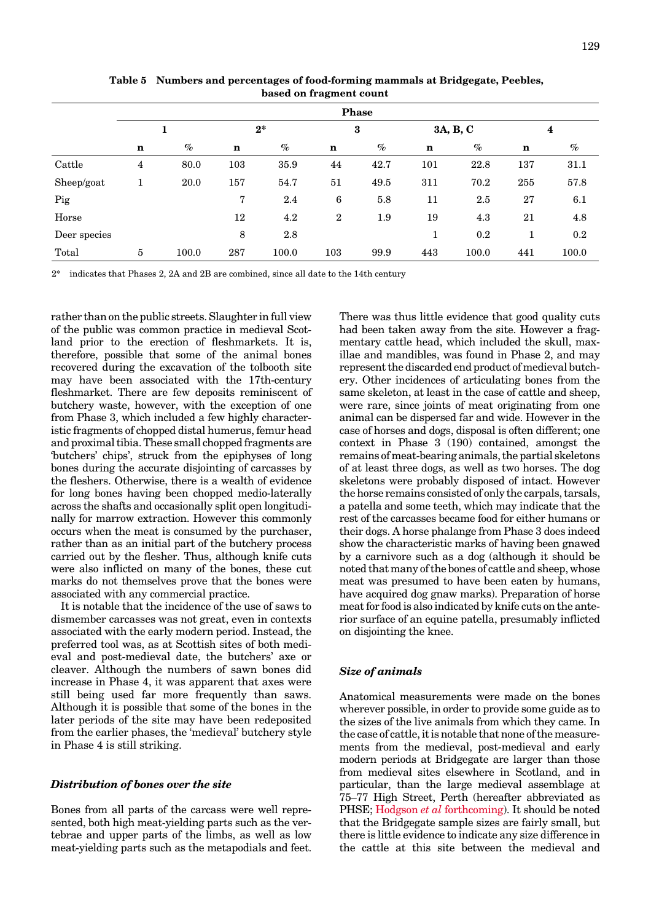**Table 5 Numbers and percentages of food-forming mammals at Bridgegate, Peebles, based on fragment count**

| | Phase | | | | | | | | | |
|---|---|---|---|---|---|---|---|---|---|---|
| | 1 | | 2* | | 3 | | 3A, B, C | | 4 | |
| | **n** | % | **n** | % | **n** | % | **n** | % | **n** | % |
| Cattle | 4 | 80.0 | 103 | 35.9 | 44 | 42.7 | 101 | 22.8 | 137 | 31.1 |
| Sheep/goat | 1 | 20.0 | 157 | 54.7 | 51 | 49.5 | 311 | 70.2 | 255 | 57.8 |
| Pig | | | 7 | 2.4 | 6 | 5.8 | 11 | 2.5 | 27 | 6.1 |
| Horse | | | 12 | 4.2 | 2 | 1.9 | 19 | 4.3 | 21 | 4.8 |
| Deer species | | | 8 | 2.8 | | | 1 | 0.2 | 1 | 0.2 |
| Total | 5 | 100.0 | 287 | 100.0 | 103 | 99.9 | 443 | 100.0 | 441 | 100.0 |

2* indicates that Phases 2, 2A and 2B are combined, since all date to the 14th century

rather than on the public streets. Slaughter in full view of the public was common practice in medieval Scotland prior to the erection of fleshmarkets. It is, therefore, possible that some of the animal bones recovered during the excavation of the tolbooth site may have been associated with the 17th-century fleshmarket. There are few deposits reminiscent of butchery waste, however, with the exception of one from Phase 3, which included a few highly characteristic fragments of chopped distal humerus, femur head and proximal tibia. These small chopped fragments are 'butchers' chips', struck from the epiphyses of long bones during the accurate disjointing of carcasses by the fleshers. Otherwise, there is a wealth of evidence for long bones having been chopped medio-laterally across the shafts and occasionally split open longitudinally for marrow extraction. However this commonly occurs when the meat is consumed by the purchaser, rather than as an initial part of the butchery process carried out by the flesher. Thus, although knife cuts were also inflicted on many of the bones, these cut marks do not themselves prove that the bones were associated with any commercial practice.

It is notable that the incidence of the use of saws to dismember carcasses was not great, even in contexts associated with the early modern period. Instead, the preferred tool was, as at Scottish sites of both medieval and post-medieval date, the butchers' axe or cleaver. Although the numbers of sawn bones did increase in Phase 4, it was apparent that axes were still being used far more frequently than saws. Although it is possible that some of the bones in the later periods of the site may have been redeposited from the earlier phases, the 'medieval' butchery style in Phase 4 is still striking.

### *Distribution of bones over the site*

Bones from all parts of the carcass were well represented, both high meat-yielding parts such as the vertebrae and upper parts of the limbs, as well as low meat-yielding parts such as the metapodials and feet. There was thus little evidence that good quality cuts had been taken away from the site. However a fragmentary cattle head, which included the skull, maxillae and mandibles, was found in Phase 2, and may represent the discarded end product of medieval butchery. Other incidences of articulating bones from the same skeleton, at least in the case of cattle and sheep, were rare, since joints of meat originating from one animal can be dispersed far and wide. However in the case of horses and dogs, disposal is often different; one context in Phase 3 (190) contained, amongst the remains of meat-bearing animals, the partial skeletons of at least three dogs, as well as two horses. The dog skeletons were probably disposed of intact. However the horse remains consisted of only the carpals, tarsals, a patella and some teeth, which may indicate that the rest of the carcasses became food for either humans or their dogs. A horse phalange from Phase 3 does indeed show the characteristic marks of having been gnawed by a carnivore such as a dog (although it should be noted that many of the bones of cattle and sheep, whose meat was presumed to have been eaten by humans, have acquired dog gnaw marks). Preparation of horse meat for food is also indicated by knife cuts on the anterior surface of an equine patella, presumably inflicted on disjointing the knee.

### *Size of animals*

Anatomical measurements were made on the bones wherever possible, in order to provide some guide as to the sizes of the live animals from which they came. In the case of cattle, it is notable that none of the measurements from the medieval, post-medieval and early modern periods at Bridgegate are larger than those from medieval sites elsewhere in Scotland, and in particular, than the large medieval assemblage at 75–77 High Street, Perth (hereafter abbreviated as PHSE; Hodgson *et al* forthcoming). It should be noted that the Bridgegate sample sizes are fairly small, but there is little evidence to indicate any size difference in the cattle at this site between the medieval and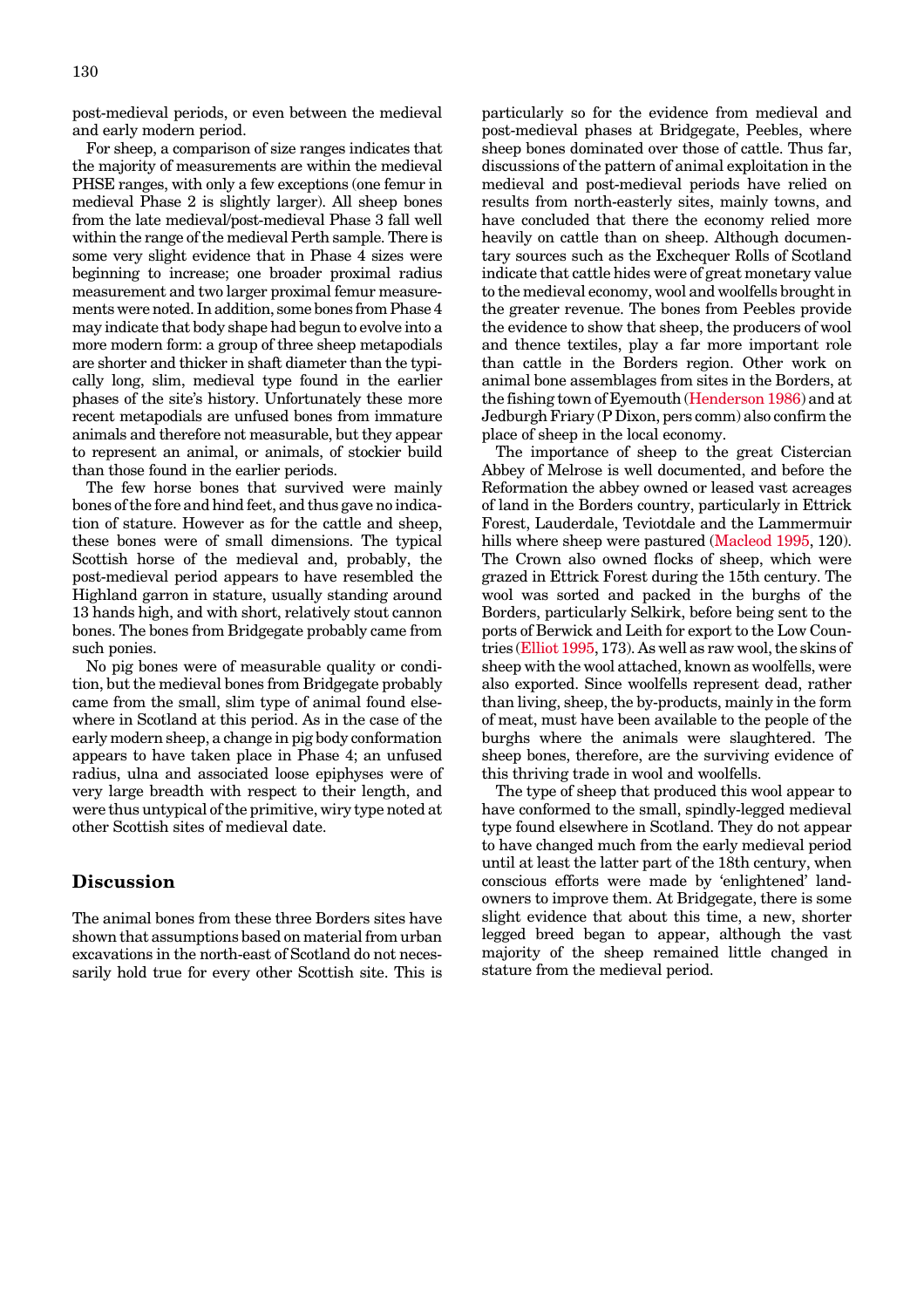post-medieval periods, or even between the medieval and early modern period.

For sheep, a comparison of size ranges indicates that the majority of measurements are within the medieval PHSE ranges, with only a few exceptions (one femur in medieval Phase 2 is slightly larger). All sheep bones from the late medieval/post-medieval Phase 3 fall well within the range of the medieval Perth sample. There is some very slight evidence that in Phase 4 sizes were beginning to increase; one broader proximal radius measurement and two larger proximal femur measurements were noted. In addition, some bones from Phase 4 may indicate that body shape had begun to evolve into a more modern form: a group of three sheep metapodials are shorter and thicker in shaft diameter than the typically long, slim, medieval type found in the earlier phases of the site's history. Unfortunately these more recent metapodials are unfused bones from immature animals and therefore not measurable, but they appear to represent an animal, or animals, of stockier build than those found in the earlier periods.

The few horse bones that survived were mainly bones of the fore and hind feet, and thus gave no indication of stature. However as for the cattle and sheep, these bones were of small dimensions. The typical Scottish horse of the medieval and, probably, the post-medieval period appears to have resembled the Highland garron in stature, usually standing around 13 hands high, and with short, relatively stout cannon bones. The bones from Bridgegate probably came from such ponies.

No pig bones were of measurable quality or condition, but the medieval bones from Bridgegate probably came from the small, slim type of animal found elsewhere in Scotland at this period. As in the case of the early modern sheep, a change in pig body conformation appears to have taken place in Phase 4; an unfused radius, ulna and associated loose epiphyses were of very large breadth with respect to their length, and were thus untypical of the primitive, wiry type noted at other Scottish sites of medieval date.

## Discussion

The animal bones from these three Borders sites have shown that assumptions based on material from urban excavations in the north-east of Scotland do not necessarily hold true for every other Scottish site. This is particularly so for the evidence from medieval and post-medieval phases at Bridgegate, Peebles, where sheep bones dominated over those of cattle. Thus far, discussions of the pattern of animal exploitation in the medieval and post-medieval periods have relied on results from north-easterly sites, mainly towns, and have concluded that there the economy relied more heavily on cattle than on sheep. Although documentary sources such as the Exchequer Rolls of Scotland indicate that cattle hides were of great monetary value to the medieval economy, wool and woolfells brought in the greater revenue. The bones from Peebles provide the evidence to show that sheep, the producers of wool and thence textiles, play a far more important role than cattle in the Borders region. Other work on animal bone assemblages from sites in the Borders, at the fishing town of Eyemouth (Henderson 1986) and at Jedburgh Friary (P Dixon, pers comm) also confirm the place of sheep in the local economy.

The importance of sheep to the great Cistercian Abbey of Melrose is well documented, and before the Reformation the abbey owned or leased vast acreages of land in the Borders country, particularly in Ettrick Forest, Lauderdale, Teviotdale and the Lammermuir hills where sheep were pastured (Macleod 1995, 120). The Crown also owned flocks of sheep, which were grazed in Ettrick Forest during the 15th century. The wool was sorted and packed in the burghs of the Borders, particularly Selkirk, before being sent to the ports of Berwick and Leith for export to the Low Countries (Elliot 1995, 173). As well as raw wool, the skins of sheep with the wool attached, known as woolfells, were also exported. Since woolfells represent dead, rather than living, sheep, the by-products, mainly in the form of meat, must have been available to the people of the burghs where the animals were slaughtered. The sheep bones, therefore, are the surviving evidence of this thriving trade in wool and woolfells.

The type of sheep that produced this wool appear to have conformed to the small, spindly-legged medieval type found elsewhere in Scotland. They do not appear to have changed much from the early medieval period until at least the latter part of the 18th century, when conscious efforts were made by 'enlightened' landowners to improve them. At Bridgegate, there is some slight evidence that about this time, a new, shorter legged breed began to appear, although the vast majority of the sheep remained little changed in stature from the medieval period.